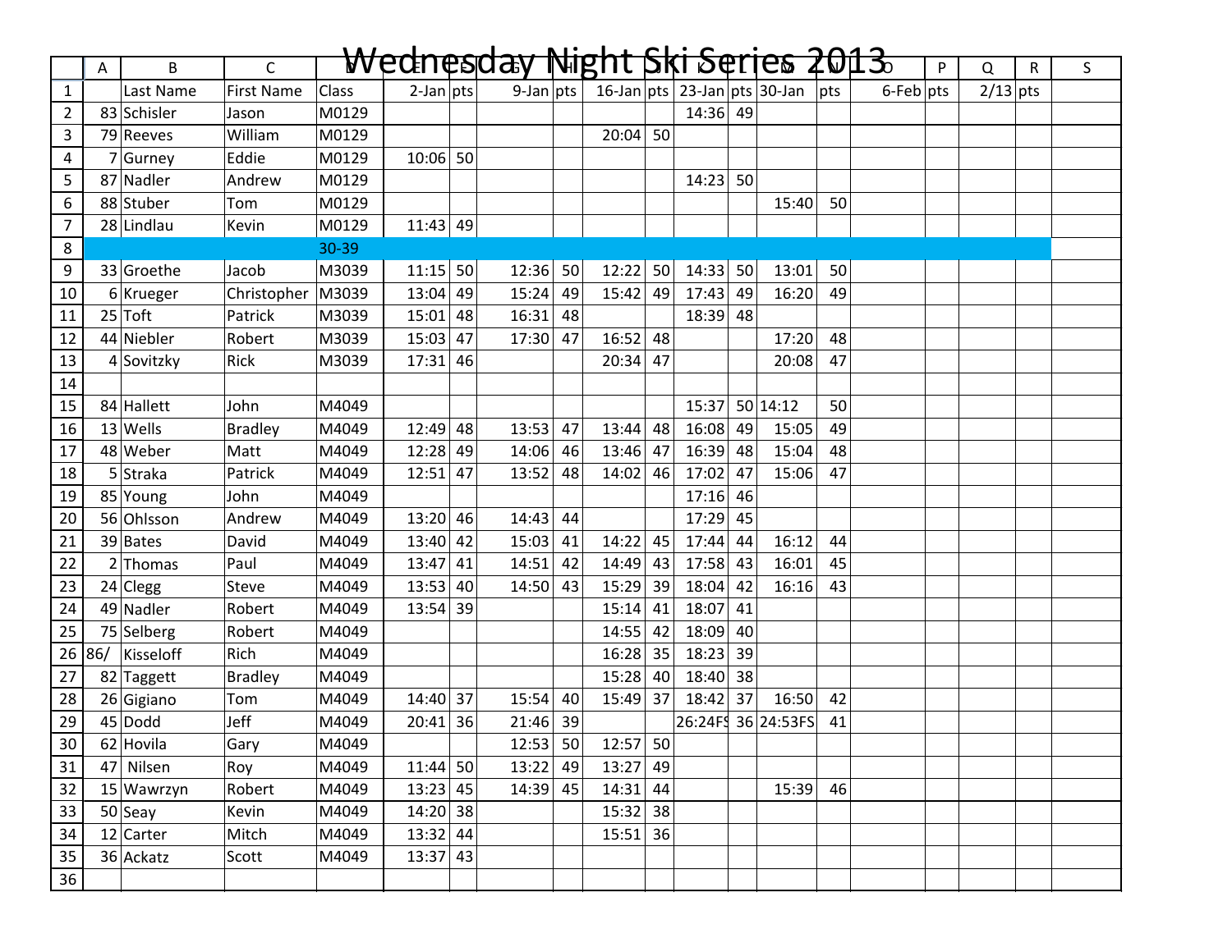# Wednesday Night Ski Series 2013

| | A | B | C | D | E | F | G | H | I | J | K | L | M | N | O | P | Q | R | S |
|---|---|---|---|---|---|---|---|---|---|---|---|---|---|---|---|---|---|---|---|
| 1 | | Last Name | First Name | Class | 2-Jan | pts | 9-Jan | pts | 16-Jan | pts | 23-Jan | pts | 30-Jan | pts | 6-Feb | pts | 2/13 | pts | |
| 2 | 83 | Schisler | Jason | M0129 | | | | | | | 14:36 | 49 | | | | | | | |
| 3 | 79 | Reeves | William | M0129 | | | | | 20:04 | 50 | | | | | | | | | |
| 4 | 7 | Gurney | Eddie | M0129 | 10:06 | 50 | | | | | | | | | | | | | |
| 5 | 87 | Nadler | Andrew | M0129 | | | | | | | 14:23 | 50 | | | | | | | |
| 6 | 88 | Stuber | Tom | M0129 | | | | | | | | | 15:40 | 50 | | | | | |
| 7 | 28 | Lindlau | Kevin | M0129 | 11:43 | 49 | | | | | | | | | | | | | |
| 8 | | | | 30-39 | | | | | | | | | | | | | | | |
| 9 | 33 | Groethe | Jacob | M3039 | 11:15 | 50 | 12:36 | 50 | 12:22 | 50 | 14:33 | 50 | 13:01 | 50 | | | | | |
| 10 | 6 | Krueger | Christopher | M3039 | 13:04 | 49 | 15:24 | 49 | 15:42 | 49 | 17:43 | 49 | 16:20 | 49 | | | | | |
| 11 | 25 | Toft | Patrick | M3039 | 15:01 | 48 | 16:31 | 48 | | | 18:39 | 48 | | | | | | | |
| 12 | 44 | Niebler | Robert | M3039 | 15:03 | 47 | 17:30 | 47 | 16:52 | 48 | | | 17:20 | 48 | | | | | |
| 13 | 4 | Sovitzky | Rick | M3039 | 17:31 | 46 | | | 20:34 | 47 | | | 20:08 | 47 | | | | | |
| 14 | | | | | | | | | | | | | | | | | | | |
| 15 | 84 | Hallett | John | M4049 | | | | | | | 15:37 | 50 | 14:12 | 50 | | | | | |
| 16 | 13 | Wells | Bradley | M4049 | 12:49 | 48 | 13:53 | 47 | 13:44 | 48 | 16:08 | 49 | 15:05 | 49 | | | | | |
| 17 | 48 | Weber | Matt | M4049 | 12:28 | 49 | 14:06 | 46 | 13:46 | 47 | 16:39 | 48 | 15:04 | 48 | | | | | |
| 18 | 5 | Straka | Patrick | M4049 | 12:51 | 47 | 13:52 | 48 | 14:02 | 46 | 17:02 | 47 | 15:06 | 47 | | | | | |
| 19 | 85 | Young | John | M4049 | | | | | | | 17:16 | 46 | | | | | | | |
| 20 | 56 | Ohlsson | Andrew | M4049 | 13:20 | 46 | 14:43 | 44 | | | 17:29 | 45 | | | | | | | |
| 21 | 39 | Bates | David | M4049 | 13:40 | 42 | 15:03 | 41 | 14:22 | 45 | 17:44 | 44 | 16:12 | 44 | | | | | |
| 22 | 2 | Thomas | Paul | M4049 | 13:47 | 41 | 14:51 | 42 | 14:49 | 43 | 17:58 | 43 | 16:01 | 45 | | | | | |
| 23 | 24 | Clegg | Steve | M4049 | 13:53 | 40 | 14:50 | 43 | 15:29 | 39 | 18:04 | 42 | 16:16 | 43 | | | | | |
| 24 | 49 | Nadler | Robert | M4049 | 13:54 | 39 | | | 15:14 | 41 | 18:07 | 41 | | | | | | | |
| 25 | 75 | Selberg | Robert | M4049 | | | | | 14:55 | 42 | 18:09 | 40 | | | | | | | |
| 26 | 86/ | Kisseloff | Rich | M4049 | | | | | 16:28 | 35 | 18:23 | 39 | | | | | | | |
| 27 | 82 | Taggett | Bradley | M4049 | | | | | 15:28 | 40 | 18:40 | 38 | | | | | | | |
| 28 | 26 | Gigiano | Tom | M4049 | 14:40 | 37 | 15:54 | 40 | 15:49 | 37 | 18:42 | 37 | 16:50 | 42 | | | | | |
| 29 | 45 | Dodd | Jeff | M4049 | 20:41 | 36 | 21:46 | 39 | | | 26:24FS | 36 | 24:53FS | 41 | | | | | |
| 30 | 62 | Hovila | Gary | M4049 | | | 12:53 | 50 | 12:57 | 50 | | | | | | | | | |
| 31 | 47 | Nilsen | Roy | M4049 | 11:44 | 50 | 13:22 | 49 | 13:27 | 49 | | | | | | | | | |
| 32 | 15 | Wawrzyn | Robert | M4049 | 13:23 | 45 | 14:39 | 45 | 14:31 | 44 | | | 15:39 | 46 | | | | | |
| 33 | 50 | Seay | Kevin | M4049 | 14:20 | 38 | | | 15:32 | 38 | | | | | | | | | |
| 34 | 12 | Carter | Mitch | M4049 | 13:32 | 44 | | | 15:51 | 36 | | | | | | | | | |
| 35 | 36 | Ackatz | Scott | M4049 | 13:37 | 43 | | | | | | | | | | | | | |
| 36 | | | | | | | | | | | | | | | | | | | |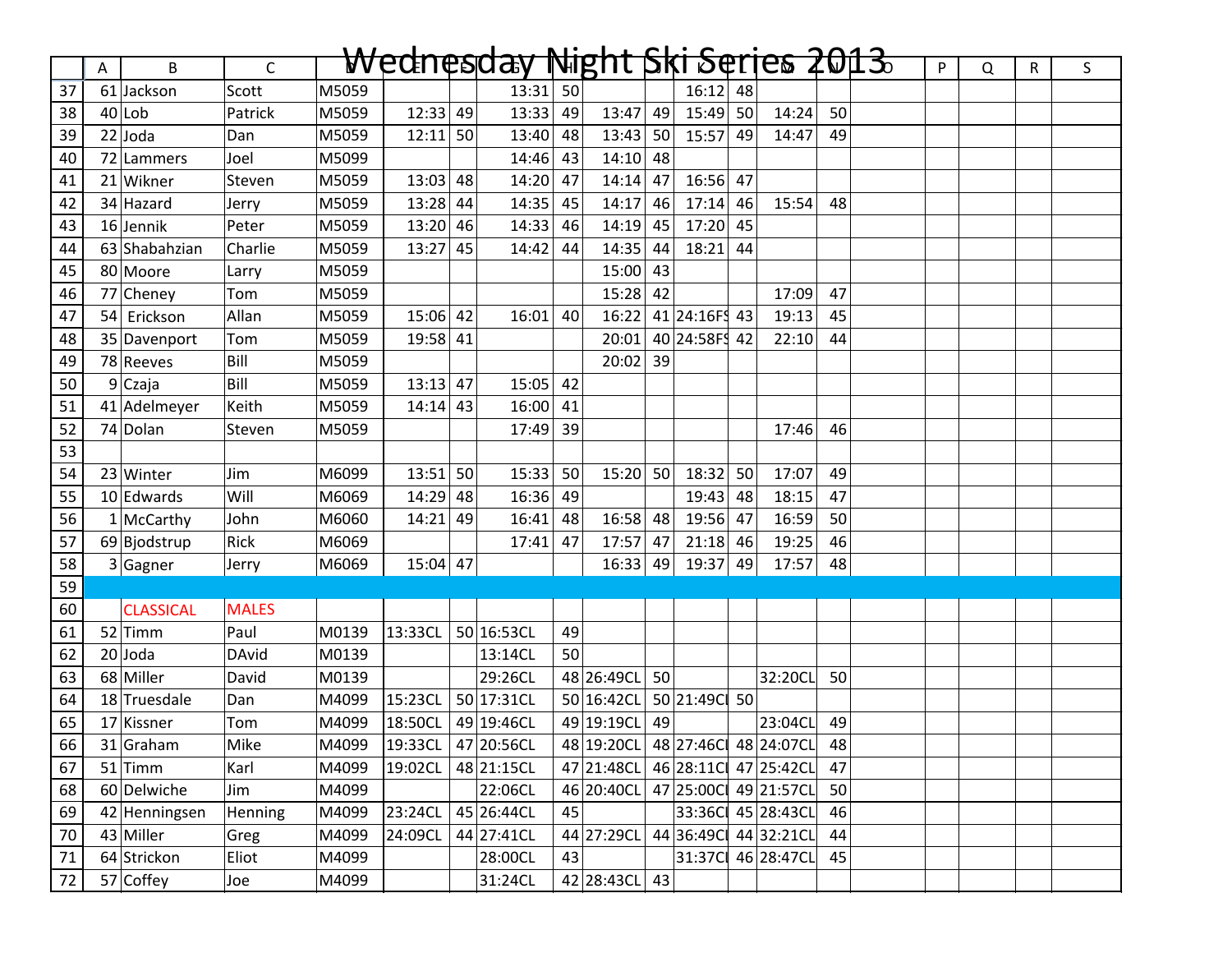# Wednesday Night Ski Series 2013

| | A | B | C | D | E | F | G | H | I | J | K | L | M | N | O | P | Q | R | S |
|---|---|---|---|---|---|---|---|---|---|---|---|---|---|---|---|---|---|---|---|
| 37 | 61 | Jackson | Scott | M5059 | | | 13:31 | 50 | | | 16:12 | 48 | | | | | | | |
| 38 | 40 | Lob | Patrick | M5059 | 12:33 | 49 | 13:33 | 49 | 13:47 | 49 | 15:49 | 50 | 14:24 | 50 | | | | | |
| 39 | 22 | Joda | Dan | M5059 | 12:11 | 50 | 13:40 | 48 | 13:43 | 50 | 15:57 | 49 | 14:47 | 49 | | | | | |
| 40 | 72 | Lammers | Joel | M5099 | | | 14:46 | 43 | 14:10 | 48 | | | | | | | | | |
| 41 | 21 | Wikner | Steven | M5059 | 13:03 | 48 | 14:20 | 47 | 14:14 | 47 | 16:56 | 47 | | | | | | | |
| 42 | 34 | Hazard | Jerry | M5059 | 13:28 | 44 | 14:35 | 45 | 14:17 | 46 | 17:14 | 46 | 15:54 | 48 | | | | | |
| 43 | 16 | Jennik | Peter | M5059 | 13:20 | 46 | 14:33 | 46 | 14:19 | 45 | 17:20 | 45 | | | | | | | |
| 44 | 63 | Shabahzian | Charlie | M5059 | 13:27 | 45 | 14:42 | 44 | 14:35 | 44 | 18:21 | 44 | | | | | | | |
| 45 | 80 | Moore | Larry | M5059 | | | | | 15:00 | 43 | | | | | | | | | |
| 46 | 77 | Cheney | Tom | M5059 | | | | | 15:28 | 42 | | | 17:09 | 47 | | | | | |
| 47 | 54 | Erickson | Allan | M5059 | 15:06 | 42 | 16:01 | 40 | 16:22 | 41 | 24:16FS | 43 | 19:13 | 45 | | | | | |
| 48 | 35 | Davenport | Tom | M5059 | 19:58 | 41 | | | 20:01 | 40 | 24:58FS | 42 | 22:10 | 44 | | | | | |
| 49 | 78 | Reeves | Bill | M5059 | | | | | 20:02 | 39 | | | | | | | | | |
| 50 | 9 | Czaja | Bill | M5059 | 13:13 | 47 | 15:05 | 42 | | | | | | | | | | | |
| 51 | 41 | Adelmeyer | Keith | M5059 | 14:14 | 43 | 16:00 | 41 | | | | | | | | | | | |
| 52 | 74 | Dolan | Steven | M5059 | | | 17:49 | 39 | | | | | 17:46 | 46 | | | | | |
| 53 | | | | | | | | | | | | | | | | | | | |
| 54 | 23 | Winter | Jim | M6099 | 13:51 | 50 | 15:33 | 50 | 15:20 | 50 | 18:32 | 50 | 17:07 | 49 | | | | | |
| 55 | 10 | Edwards | Will | M6069 | 14:29 | 48 | 16:36 | 49 | | | 19:43 | 48 | 18:15 | 47 | | | | | |
| 56 | 1 | McCarthy | John | M6060 | 14:21 | 49 | 16:41 | 48 | 16:58 | 48 | 19:56 | 47 | 16:59 | 50 | | | | | |
| 57 | 69 | Bjodstrup | Rick | M6069 | | | 17:41 | 47 | 17:57 | 47 | 21:18 | 46 | 19:25 | 46 | | | | | |
| 58 | 3 | Gagner | Jerry | M6069 | 15:04 | 47 | | | 16:33 | 49 | 19:37 | 49 | 17:57 | 48 | | | | | |
| 59 | | | | | | | | | | | | | | | | | | | |
| 60 | | CLASSICAL | MALES | | | | | | | | | | | | | | | | |
| 61 | 52 | Timm | Paul | M0139 | 13:33CL | 50 | 16:53CL | 49 | | | | | | | | | | | |
| 62 | 20 | Joda | DAvid | M0139 | | | 13:14CL | 50 | | | | | | | | | | | |
| 63 | 68 | Miller | David | M0139 | | | 29:26CL | 48 | 26:49CL | 50 | | | 32:20CL | 50 | | | | | |
| 64 | 18 | Truesdale | Dan | M4099 | 15:23CL | 50 | 17:31CL | 50 | 16:42CL | 50 | 21:49CL | 50 | | | | | | | |
| 65 | 17 | Kissner | Tom | M4099 | 18:50CL | 49 | 19:46CL | 49 | 19:19CL | 49 | | | 23:04CL | 49 | | | | | |
| 66 | 31 | Graham | Mike | M4099 | 19:33CL | 47 | 20:56CL | 48 | 19:20CL | 48 | 27:46CL | 48 | 24:07CL | 48 | | | | | |
| 67 | 51 | Timm | Karl | M4099 | 19:02CL | 48 | 21:15CL | 47 | 21:48CL | 46 | 28:11CL | 47 | 25:42CL | 47 | | | | | |
| 68 | 60 | Delwiche | Jim | M4099 | | | 22:06CL | 46 | 20:40CL | 47 | 25:00CL | 49 | 21:57CL | 50 | | | | | |
| 69 | 42 | Henningsen | Henning | M4099 | 23:24CL | 45 | 26:44CL | 45 | | | 33:36CL | 45 | 28:43CL | 46 | | | | | |
| 70 | 43 | Miller | Greg | M4099 | 24:09CL | 44 | 27:41CL | 44 | 27:29CL | 44 | 36:49CL | 44 | 32:21CL | 44 | | | | | |
| 71 | 64 | Strickon | Eliot | M4099 | | | 28:00CL | 43 | | | 31:37CL | 46 | 28:47CL | 45 | | | | | |
| 72 | 57 | Coffey | Joe | M4099 | | | 31:24CL | 42 | 28:43CL | 43 | | | | | | | | | |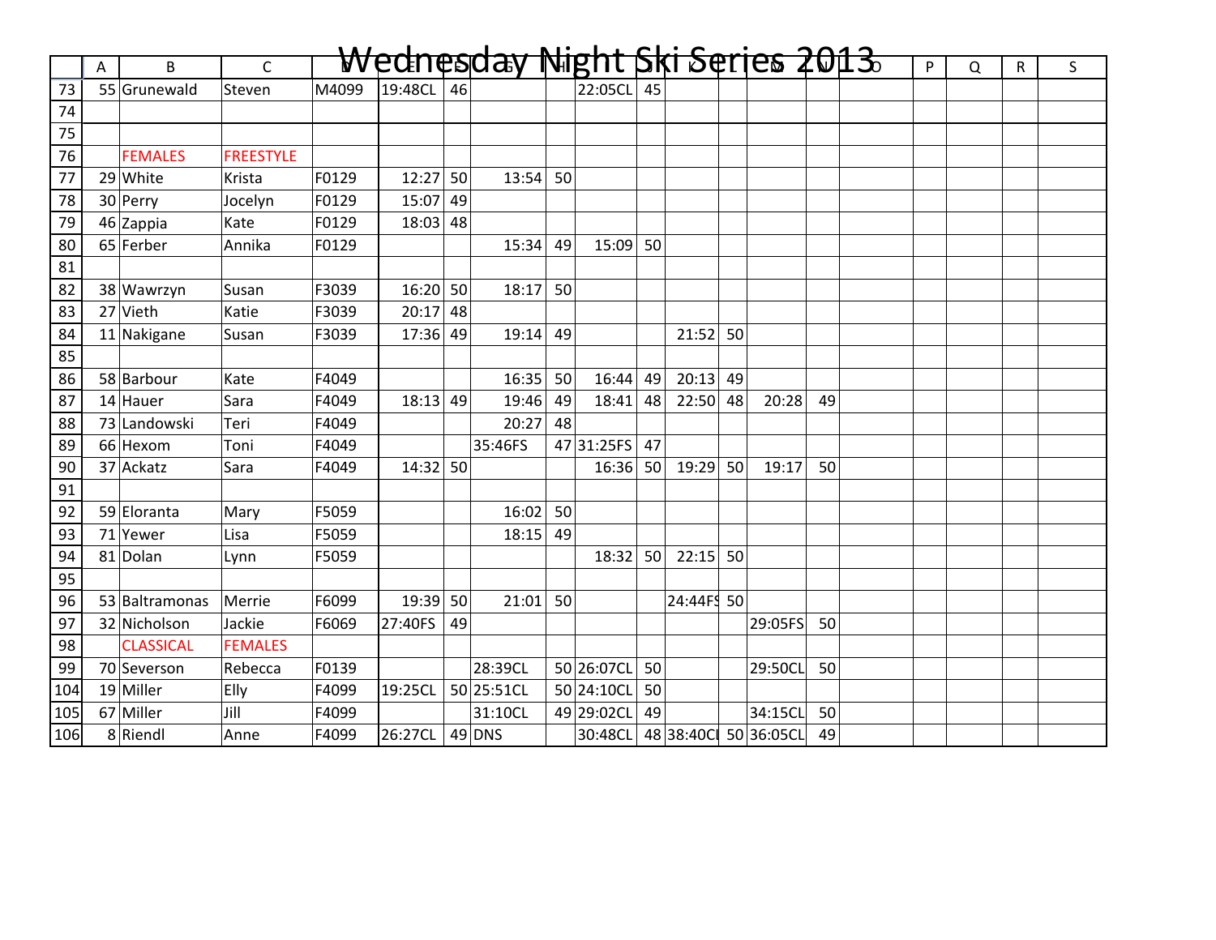# Wednesday Night Ski Series 2013

| | A | B | C | D | E | F | G | H | I | J | K | L | M | N | O | P | Q | R | S |
|---|---|---|---|---|---|---|---|---|---|---|---|---|---|---|---|---|---|---|---|
| 73 | 55 | Grunewald | Steven | M4099 | 19:48CL | 46 | | | 22:05CL | 45 | | | | | | | | | |
| 74 | | | | | | | | | | | | | | | | | | | |
| 75 | | | | | | | | | | | | | | | | | | | |
| 76 | | FEMALES | FREESTYLE | | | | | | | | | | | | | | | | |
| 77 | 29 | White | Krista | F0129 | 12:27 | 50 | 13:54 | 50 | | | | | | | | | | | |
| 78 | 30 | Perry | Jocelyn | F0129 | 15:07 | 49 | | | | | | | | | | | | | |
| 79 | 46 | Zappia | Kate | F0129 | 18:03 | 48 | | | | | | | | | | | | | |
| 80 | 65 | Ferber | Annika | F0129 | | | 15:34 | 49 | 15:09 | 50 | | | | | | | | | |
| 81 | | | | | | | | | | | | | | | | | | | |
| 82 | 38 | Wawrzyn | Susan | F3039 | 16:20 | 50 | 18:17 | 50 | | | | | | | | | | | |
| 83 | 27 | Vieth | Katie | F3039 | 20:17 | 48 | | | | | | | | | | | | | |
| 84 | 11 | Nakigane | Susan | F3039 | 17:36 | 49 | 19:14 | 49 | | | 21:52 | 50 | | | | | | | |
| 85 | | | | | | | | | | | | | | | | | | | |
| 86 | 58 | Barbour | Kate | F4049 | | | 16:35 | 50 | 16:44 | 49 | 20:13 | 49 | | | | | | | |
| 87 | 14 | Hauer | Sara | F4049 | 18:13 | 49 | 19:46 | 49 | 18:41 | 48 | 22:50 | 48 | 20:28 | 49 | | | | | |
| 88 | 73 | Landowski | Teri | F4049 | | | 20:27 | 48 | | | | | | | | | | | |
| 89 | 66 | Hexom | Toni | F4049 | | | 35:46FS | 47 | 31:25FS | 47 | | | | | | | | | |
| 90 | 37 | Ackatz | Sara | F4049 | 14:32 | 50 | | | 16:36 | 50 | 19:29 | 50 | 19:17 | 50 | | | | | |
| 91 | | | | | | | | | | | | | | | | | | | |
| 92 | 59 | Eloranta | Mary | F5059 | | | 16:02 | 50 | | | | | | | | | | | |
| 93 | 71 | Yewer | Lisa | F5059 | | | 18:15 | 49 | | | | | | | | | | | |
| 94 | 81 | Dolan | Lynn | F5059 | | | | | 18:32 | 50 | 22:15 | 50 | | | | | | | |
| 95 | | | | | | | | | | | | | | | | | | | |
| 96 | 53 | Baltramonas | Merrie | F6099 | 19:39 | 50 | 21:01 | 50 | | | 24:44FS | 50 | | | | | | | |
| 97 | 32 | Nicholson | Jackie | F6069 | 27:40FS | 49 | | | | | | | 29:05FS | 50 | | | | | |
| 98 | | CLASSICAL | FEMALES | | | | | | | | | | | | | | | | |
| 99 | 70 | Severson | Rebecca | F0139 | | | 28:39CL | 50 | 26:07CL | 50 | | | 29:50CL | 50 | | | | | |
| 104 | 19 | Miller | Elly | F4099 | 19:25CL | 50 | 25:51CL | 50 | 24:10CL | 50 | | | | | | | | | |
| 105 | 67 | Miller | Jill | F4099 | | | 31:10CL | 49 | 29:02CL | 49 | | | 34:15CL | 50 | | | | | |
| 106 | 8 | Riendl | Anne | F4099 | 26:27CL | 49 | DNS | | 30:48CL | 48 | 38:40CL | 50 | 36:05CL | 49 | | | | | |